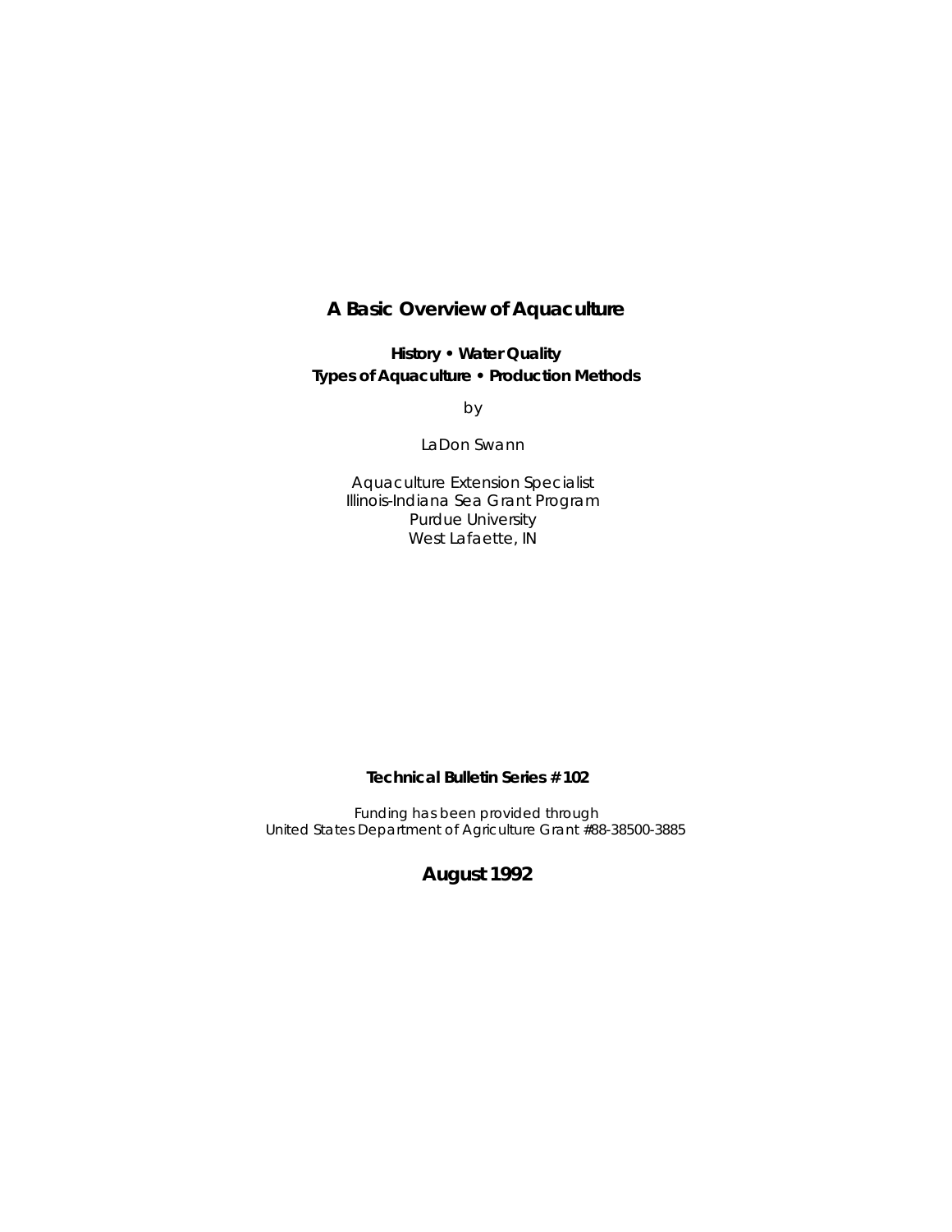# A Basic Overview of Aquaculture

**History • Water Quality**
**Types of Aquaculture • Production Methods**

by

LaDon Swann

Aquaculture Extension Specialist
Illinois-Indiana Sea Grant Program
Purdue University
West Lafaette, IN

**Technical Bulletin Series # 102**

Funding has been provided through
United States Department of Agriculture Grant #88-38500-3885

**August 1992**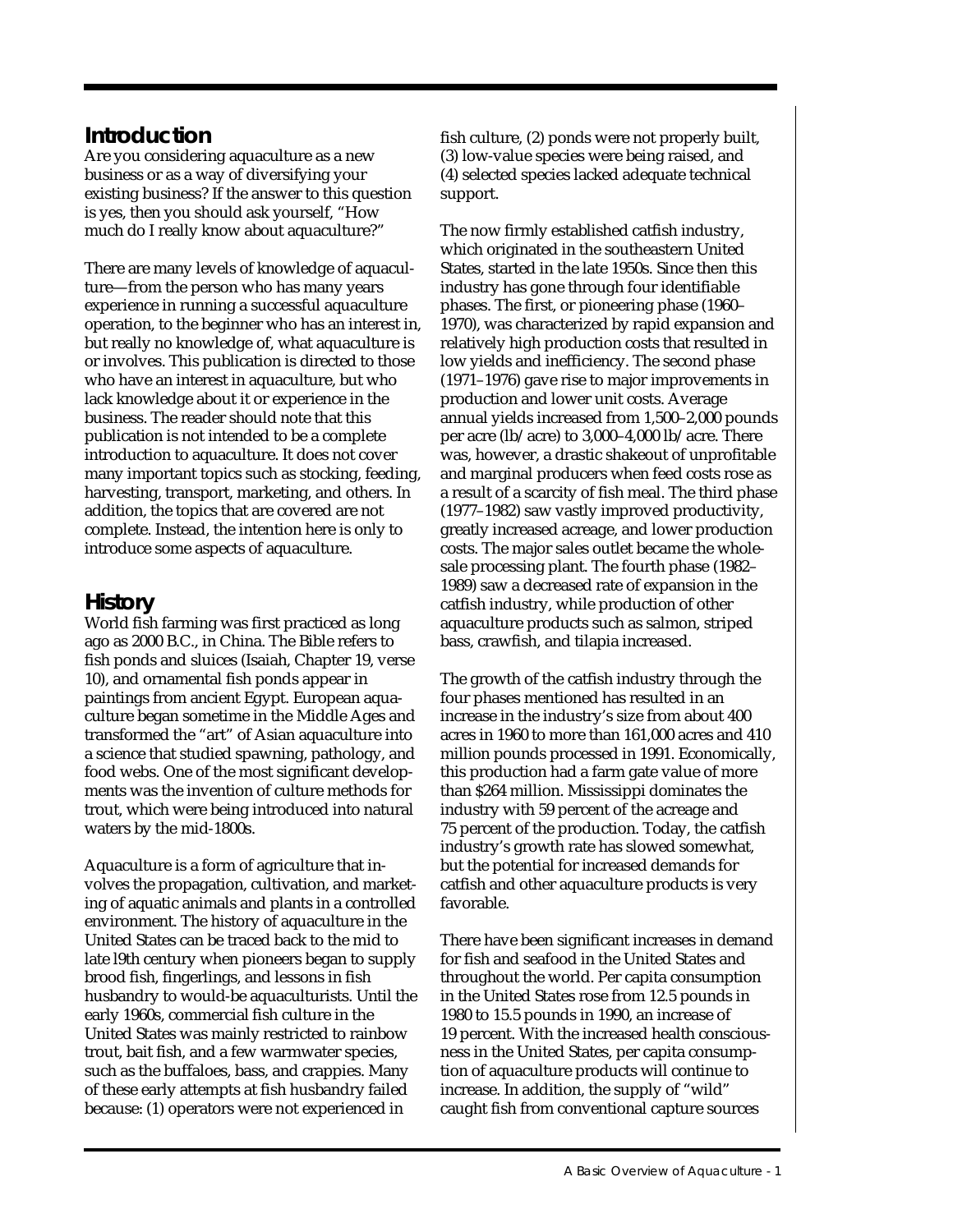## Introduction

Are you considering aquaculture as a new business or as a way of diversifying your existing business? If the answer to this question is yes, then you should ask yourself, "How much do I really know about aquaculture?"

There are many levels of knowledge of aquaculture—from the person who has many years experience in running a successful aquaculture operation, to the beginner who has an interest in, but really no knowledge of, what aquaculture is or involves. This publication is directed to those who have an interest in aquaculture, but who lack knowledge about it or experience in the business. The reader should note that this publication is not intended to be a complete introduction to aquaculture. It does not cover many important topics such as stocking, feeding, harvesting, transport, marketing, and others. In addition, the topics that are covered are not complete. Instead, the intention here is only to introduce some aspects of aquaculture.

## History

World fish farming was first practiced as long ago as 2000 B.C., in China. The Bible refers to fish ponds and sluices (Isaiah, Chapter 19, verse 10), and ornamental fish ponds appear in paintings from ancient Egypt. European aquaculture began sometime in the Middle Ages and transformed the "art" of Asian aquaculture into a science that studied spawning, pathology, and food webs. One of the most significant developments was the invention of culture methods for trout, which were being introduced into natural waters by the mid-1800s.

Aquaculture is a form of agriculture that involves the propagation, cultivation, and marketing of aquatic animals and plants in a controlled environment. The history of aquaculture in the United States can be traced back to the mid to late 19th century when pioneers began to supply brood fish, fingerlings, and lessons in fish husbandry to would-be aquaculturists. Until the early 1960s, commercial fish culture in the United States was mainly restricted to rainbow trout, bait fish, and a few warmwater species, such as the buffaloes, bass, and crappies. Many of these early attempts at fish husbandry failed because: (1) operators were not experienced in fish culture, (2) ponds were not properly built, (3) low-value species were being raised, and (4) selected species lacked adequate technical support.

The now firmly established catfish industry, which originated in the southeastern United States, started in the late 1950s. Since then this industry has gone through four identifiable phases. The first, or pioneering phase (1960–1970), was characterized by rapid expansion and relatively high production costs that resulted in low yields and inefficiency. The second phase (1971–1976) gave rise to major improvements in production and lower unit costs. Average annual yields increased from 1,500–2,000 pounds per acre (lb/acre) to 3,000–4,000 lb/acre. There was, however, a drastic shakeout of unprofitable and marginal producers when feed costs rose as a result of a scarcity of fish meal. The third phase (1977–1982) saw vastly improved productivity, greatly increased acreage, and lower production costs. The major sales outlet became the wholesale processing plant. The fourth phase (1982–1989) saw a decreased rate of expansion in the catfish industry, while production of other aquaculture products such as salmon, striped bass, crawfish, and tilapia increased.

The growth of the catfish industry through the four phases mentioned has resulted in an increase in the industry's size from about 400 acres in 1960 to more than 161,000 acres and 410 million pounds processed in 1991. Economically, this production had a farm gate value of more than $264 million. Mississippi dominates the industry with 59 percent of the acreage and 75 percent of the production. Today, the catfish industry's growth rate has slowed somewhat, but the potential for increased demands for catfish and other aquaculture products is very favorable.

There have been significant increases in demand for fish and seafood in the United States and throughout the world. Per capita consumption in the United States rose from 12.5 pounds in 1980 to 15.5 pounds in 1990, an increase of 19 percent. With the increased health consciousness in the United States, per capita consumption of aquaculture products will continue to increase. In addition, the supply of "wild" caught fish from conventional capture sources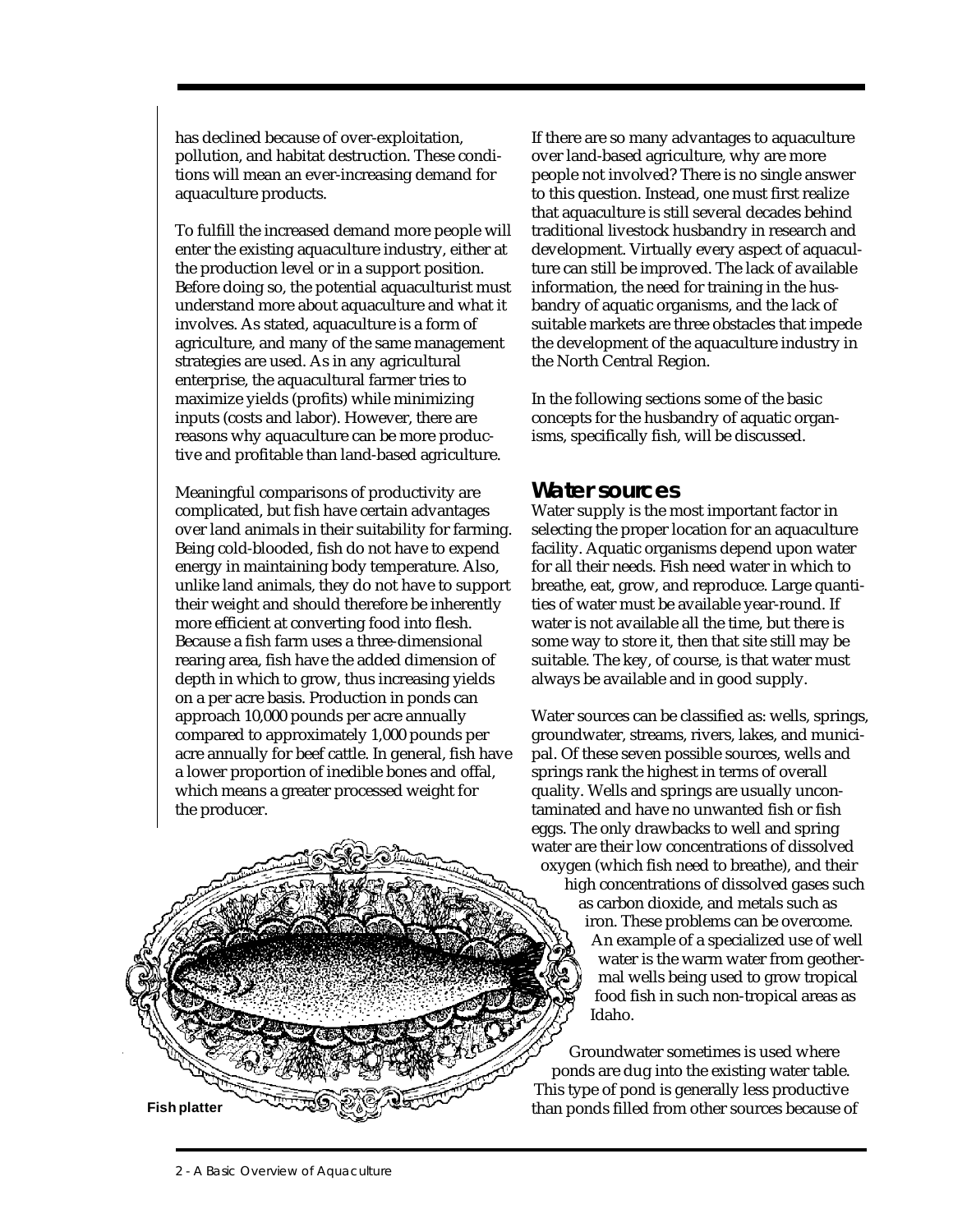has declined because of over-exploitation, pollution, and habitat destruction. These conditions will mean an ever-increasing demand for aquaculture products.

To fulfill the increased demand more people will enter the existing aquaculture industry, either at the production level or in a support position. Before doing so, the potential aquaculturist must understand more about aquaculture and what it involves. As stated, aquaculture is a form of agriculture, and many of the same management strategies are used. As in any agricultural enterprise, the aquacultural farmer tries to maximize yields (profits) while minimizing inputs (costs and labor). However, there are reasons why aquaculture can be more productive and profitable than land-based agriculture.

Meaningful comparisons of productivity are complicated, but fish have certain advantages over land animals in their suitability for farming. Being cold-blooded, fish do not have to expend energy in maintaining body temperature. Also, unlike land animals, they do not have to support their weight and should therefore be inherently more efficient at converting food into flesh. Because a fish farm uses a three-dimensional rearing area, fish have the added dimension of depth in which to grow, thus increasing yields on a per acre basis. Production in ponds can approach 10,000 pounds per acre annually compared to approximately 1,000 pounds per acre annually for beef cattle. In general, fish have a lower proportion of inedible bones and offal, which means a greater processed weight for the producer.

Fish platter

If there are so many advantages to aquaculture over land-based agriculture, why are more people not involved? There is no single answer to this question. Instead, one must first realize that aquaculture is still several decades behind traditional livestock husbandry in research and development. Virtually every aspect of aquaculture can still be improved. The lack of available information, the need for training in the husbandry of aquatic organisms, and the lack of suitable markets are three obstacles that impede the development of the aquaculture industry in the North Central Region.

In the following sections some of the basic concepts for the husbandry of aquatic organisms, specifically fish, will be discussed.

## Water sources

Water supply is the most important factor in selecting the proper location for an aquaculture facility. Aquatic organisms depend upon water for all their needs. Fish need water in which to breathe, eat, grow, and reproduce. Large quantities of water must be available year-round. If water is not available all the time, but there is some way to store it, then that site still may be suitable. The key, of course, is that water must always be available and in good supply.

Water sources can be classified as: wells, springs, groundwater, streams, rivers, lakes, and municipal. Of these seven possible sources, wells and springs rank the highest in terms of overall quality. Wells and springs are usually uncontaminated and have no unwanted fish or fish eggs. The only drawbacks to well and spring water are their low concentrations of dissolved oxygen (which fish need to breathe), and their high concentrations of dissolved gases such as carbon dioxide, and metals such as iron. These problems can be overcome. An example of a specialized use of well water is the warm water from geothermal wells being used to grow tropical food fish in such non-tropical areas as Idaho.

Groundwater sometimes is used where ponds are dug into the existing water table. This type of pond is generally less productive than ponds filled from other sources because of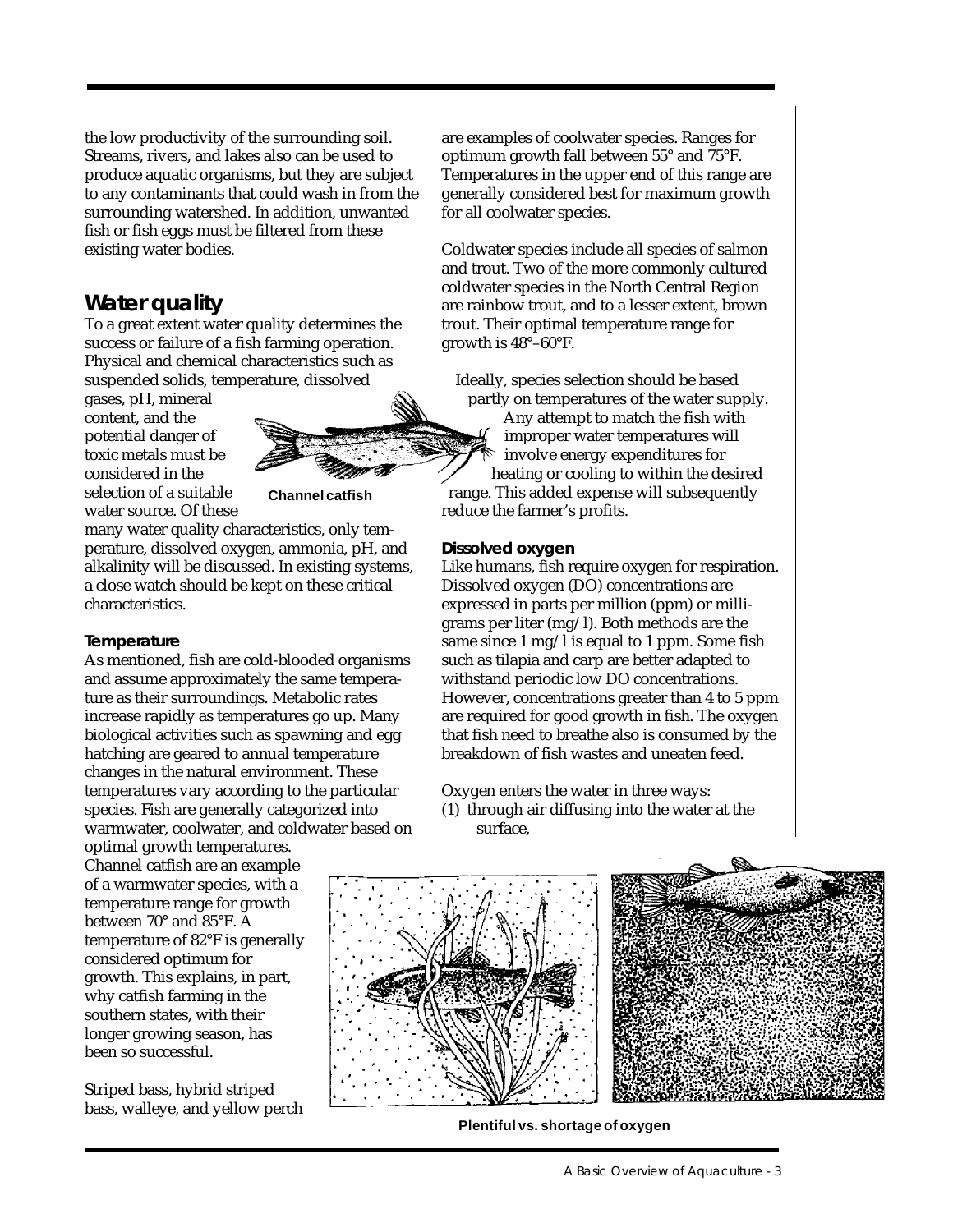the low productivity of the surrounding soil. Streams, rivers, and lakes also can be used to produce aquatic organisms, but they are subject to any contaminants that could wash in from the surrounding watershed. In addition, unwanted fish or fish eggs must be filtered from these existing water bodies.

## Water quality

To a great extent water quality determines the success or failure of a fish farming operation. Physical and chemical characteristics such as suspended solids, temperature, dissolved gases, pH, mineral content, and the potential danger of toxic metals must be considered in the selection of a suitable water source. Of these many water quality characteristics, only temperature, dissolved oxygen, ammonia, pH, and alkalinity will be discussed. In existing systems, a close watch should be kept on these critical characteristics.

Channel catfish

### Temperature

As mentioned, fish are cold-blooded organisms and assume approximately the same temperature as their surroundings. Metabolic rates increase rapidly as temperatures go up. Many biological activities such as spawning and egg hatching are geared to annual temperature changes in the natural environment. These temperatures vary according to the particular species. Fish are generally categorized into warmwater, coolwater, and coldwater based on optimal growth temperatures. Channel catfish are an example of a warmwater species, with a temperature range for growth between 70° and 85°F. A temperature of 82°F is generally considered optimum for growth. This explains, in part, why catfish farming in the southern states, with their longer growing season, has been so successful.

Striped bass, hybrid striped bass, walleye, and yellow perch are examples of coolwater species. Ranges for optimum growth fall between 55° and 75°F. Temperatures in the upper end of this range are generally considered best for maximum growth for all coolwater species.

Coldwater species include all species of salmon and trout. Two of the more commonly cultured coldwater species in the North Central Region are rainbow trout, and to a lesser extent, brown trout. Their optimal temperature range for growth is 48°–60°F.

Ideally, species selection should be based partly on temperatures of the water supply. Any attempt to match the fish with improper water temperatures will involve energy expenditures for heating or cooling to within the desired range. This added expense will subsequently reduce the farmer's profits.

### Dissolved oxygen

Like humans, fish require oxygen for respiration. Dissolved oxygen (DO) concentrations are expressed in parts per million (ppm) or milligrams per liter (mg/l). Both methods are the same since 1 mg/l is equal to 1 ppm. Some fish such as tilapia and carp are better adapted to withstand periodic low DO concentrations. However, concentrations greater than 4 to 5 ppm are required for good growth in fish. The oxygen that fish need to breathe also is consumed by the breakdown of fish wastes and uneaten feed.

Oxygen enters the water in three ways:

(1) through air diffusing into the water at the surface,

Plentiful vs. shortage of oxygen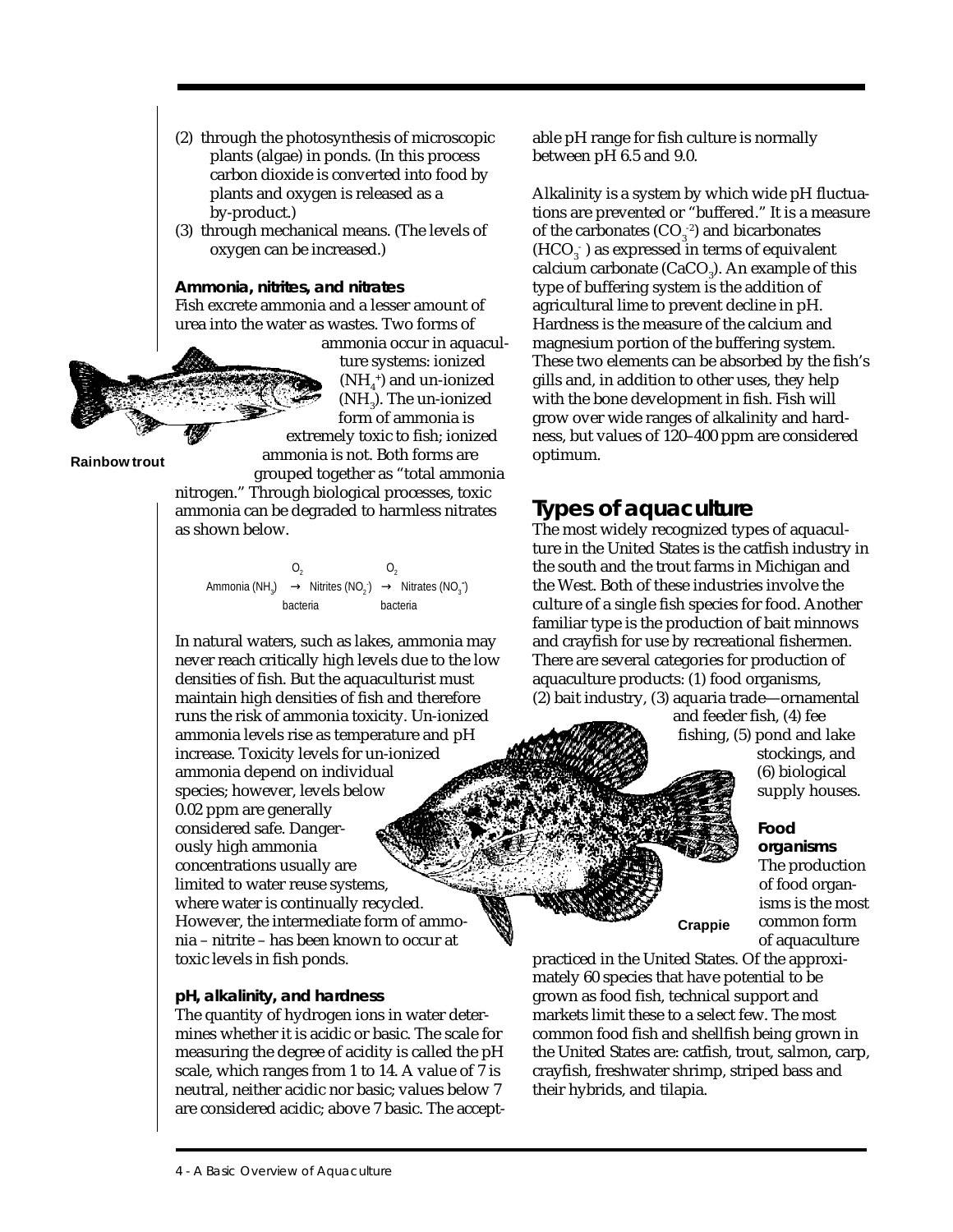(2) through the photosynthesis of microscopic plants (algae) in ponds. (In this process carbon dioxide is converted into food by plants and oxygen is released as a by-product.)

(3) through mechanical means. (The levels of oxygen can be increased.)

**Ammonia, nitrites, and nitrates**

Fish excrete ammonia and a lesser amount of urea into the water as wastes. Two forms of ammonia occur in aquaculture systems: ionized ($NH_4^+$) and un-ionized ($NH_3$). The un-ionized form of ammonia is extremely toxic to fish; ionized ammonia is not. Both forms are grouped together as "total ammonia nitrogen." Through biological processes, toxic ammonia can be degraded to harmless nitrates as shown below.

Rainbow trout

$$\text{Ammonia } (NH_3) \xrightarrow[\text{bacteria}]{O_2} \text{Nitrites } (NO_2^-) \xrightarrow[\text{bacteria}]{O_2} \text{Nitrates } (NO_3^-)$$

In natural waters, such as lakes, ammonia may never reach critically high levels due to the low densities of fish. But the aquaculturist must maintain high densities of fish and therefore runs the risk of ammonia toxicity. Un-ionized ammonia levels rise as temperature and pH increase. Toxicity levels for un-ionized ammonia depend on individual species; however, levels below 0.02 ppm are generally considered safe. Dangerously high ammonia concentrations usually are limited to water reuse systems, where water is continually recycled. However, the intermediate form of ammonia – nitrite – has been known to occur at toxic levels in fish ponds.

**pH, alkalinity, and hardness**

The quantity of hydrogen ions in water determines whether it is acidic or basic. The scale for measuring the degree of acidity is called the pH scale, which ranges from 1 to 14. A value of 7 is neutral, neither acidic nor basic; values below 7 are considered acidic; above 7 basic. The acceptable pH range for fish culture is normally between pH 6.5 and 9.0.

Alkalinity is a system by which wide pH fluctuations are prevented or "buffered." It is a measure of the carbonates ($CO_3^{-2}$) and bicarbonates ($HCO_3^-$) as expressed in terms of equivalent calcium carbonate ($CaCO_3$). An example of this type of buffering system is the addition of agricultural lime to prevent decline in pH. Hardness is the measure of the calcium and magnesium portion of the buffering system. These two elements can be absorbed by the fish's gills and, in addition to other uses, they help with the bone development in fish. Fish will grow over wide ranges of alkalinity and hardness, but values of 120–400 ppm are considered optimum.

## Types of aquaculture

The most widely recognized types of aquaculture in the United States is the catfish industry in the south and the trout farms in Michigan and the West. Both of these industries involve the culture of a single fish species for food. Another familiar type is the production of bait minnows and crayfish for use by recreational fishermen. There are several categories for production of aquaculture products: (1) food organisms, (2) bait industry, (3) aquaria trade—ornamental and feeder fish, (4) fee fishing, (5) pond and lake stockings, and (6) biological supply houses.

Crappie

**Food organisms**

The production of food organisms is the most common form of aquaculture practiced in the United States. Of the approximately 60 species that have potential to be grown as food fish, technical support and markets limit these to a select few. The most common food fish and shellfish being grown in the United States are: catfish, trout, salmon, carp, crayfish, freshwater shrimp, striped bass and their hybrids, and tilapia.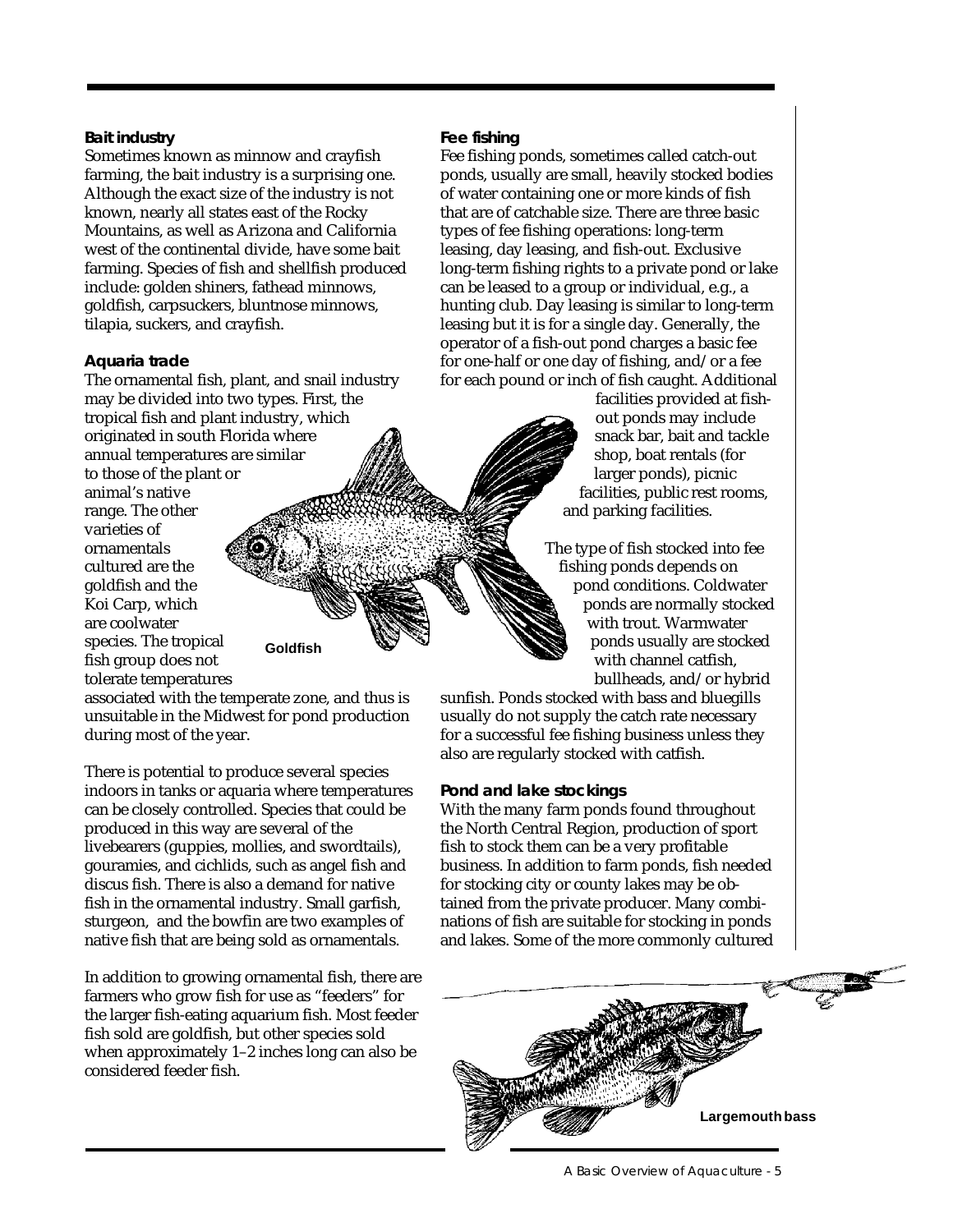### Bait industry

Sometimes known as minnow and crayfish farming, the bait industry is a surprising one. Although the exact size of the industry is not known, nearly all states east of the Rocky Mountains, as well as Arizona and California west of the continental divide, have some bait farming. Species of fish and shellfish produced include: golden shiners, fathead minnows, goldfish, carpsuckers, bluntnose minnows, tilapia, suckers, and crayfish.

### Aquaria trade

The ornamental fish, plant, and snail industry may be divided into two types. First, the tropical fish and plant industry, which originated in south Florida where annual temperatures are similar to those of the plant or animal's native range. The other varieties of ornamentals cultured are the goldfish and the Koi Carp, which are coolwater species. The tropical fish group does not tolerate temperatures associated with the temperate zone, and thus is unsuitable in the Midwest for pond production during most of the year.

Goldfish

There is potential to produce several species indoors in tanks or aquaria where temperatures can be closely controlled. Species that could be produced in this way are several of the livebearers (guppies, mollies, and swordtails), gouramies, and cichlids, such as angel fish and discus fish. There is also a demand for native fish in the ornamental industry. Small garfish, sturgeon, and the bowfin are two examples of native fish that are being sold as ornamentals.

In addition to growing ornamental fish, there are farmers who grow fish for use as "feeders" for the larger fish-eating aquarium fish. Most feeder fish sold are goldfish, but other species sold when approximately 1–2 inches long can also be considered feeder fish.

### Fee fishing

Fee fishing ponds, sometimes called catch-out ponds, usually are small, heavily stocked bodies of water containing one or more kinds of fish that are of catchable size. There are three basic types of fee fishing operations: long-term leasing, day leasing, and fish-out. Exclusive long-term fishing rights to a private pond or lake can be leased to a group or individual, e.g., a hunting club. Day leasing is similar to long-term leasing but it is for a single day. Generally, the operator of a fish-out pond charges a basic fee for one-half or one day of fishing, and/or a fee for each pound or inch of fish caught. Additional facilities provided at fish-out ponds may include snack bar, bait and tackle shop, boat rentals (for larger ponds), picnic facilities, public rest rooms, and parking facilities.

The type of fish stocked into fee fishing ponds depends on pond conditions. Coldwater ponds are normally stocked with trout. Warmwater ponds usually are stocked with channel catfish, bullheads, and/or hybrid sunfish. Ponds stocked with bass and bluegills usually do not supply the catch rate necessary for a successful fee fishing business unless they also are regularly stocked with catfish.

### Pond and lake stockings

With the many farm ponds found throughout the North Central Region, production of sport fish to stock them can be a very profitable business. In addition to farm ponds, fish needed for stocking city or county lakes may be obtained from the private producer. Many combinations of fish are suitable for stocking in ponds and lakes. Some of the more commonly cultured

Largemouth bass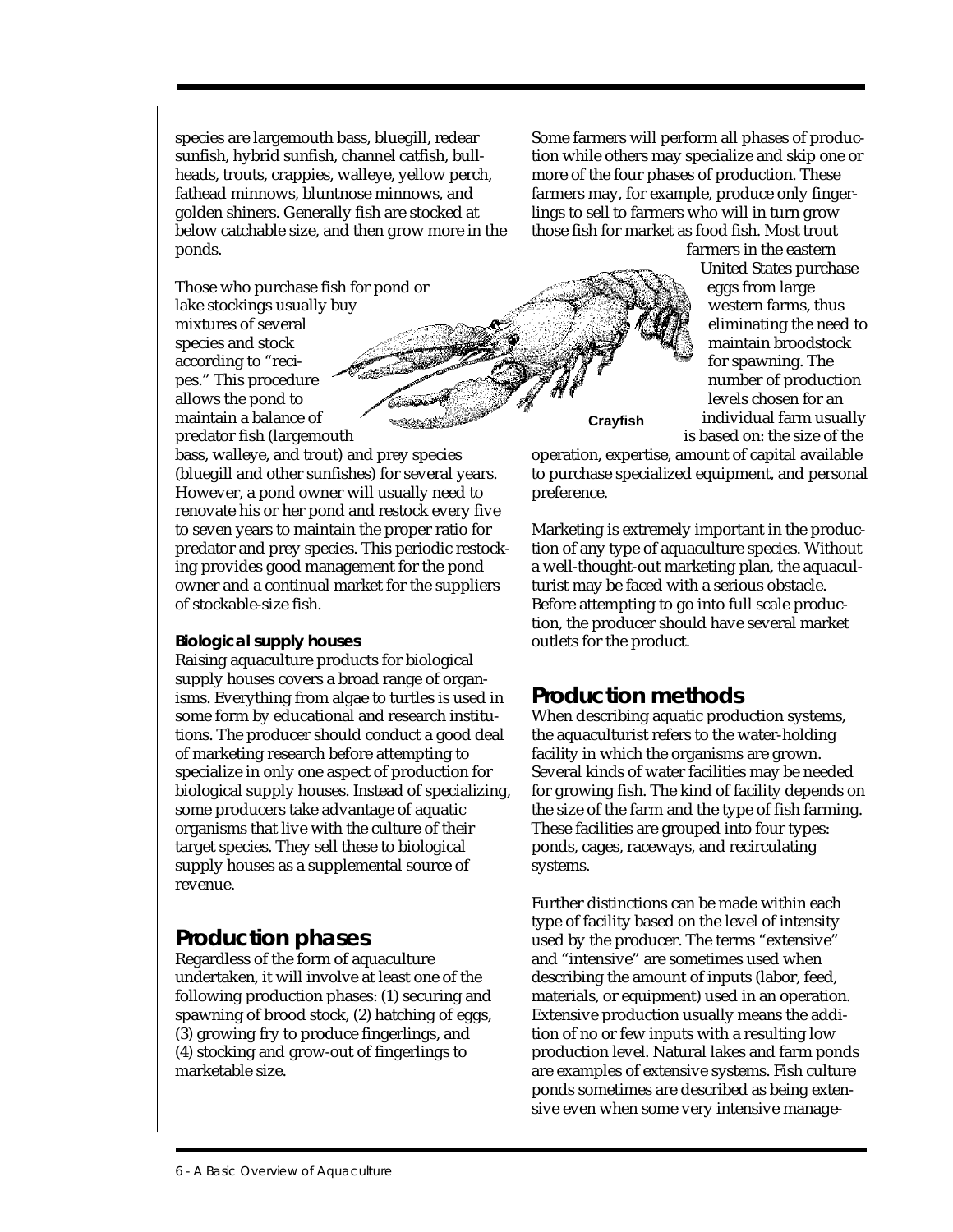species are largemouth bass, bluegill, redear sunfish, hybrid sunfish, channel catfish, bullheads, trouts, crappies, walleye, yellow perch, fathead minnows, bluntnose minnows, and golden shiners. Generally fish are stocked at below catchable size, and then grow more in the ponds.

Those who purchase fish for pond or lake stockings usually buy mixtures of several species and stock according to "recipes." This procedure allows the pond to maintain a balance of predator fish (largemouth bass, walleye, and trout) and prey species (bluegill and other sunfishes) for several years. However, a pond owner will usually need to renovate his or her pond and restock every five to seven years to maintain the proper ratio for predator and prey species. This periodic restocking provides good management for the pond owner and a continual market for the suppliers of stockable-size fish.

### Biological supply houses

Raising aquaculture products for biological supply houses covers a broad range of organisms. Everything from algae to turtles is used in some form by educational and research institutions. The producer should conduct a good deal of marketing research before attempting to specialize in only one aspect of production for biological supply houses. Instead of specializing, some producers take advantage of aquatic organisms that live with the culture of their target species. They sell these to biological supply houses as a supplemental source of revenue.

## Production phases

Regardless of the form of aquaculture undertaken, it will involve at least one of the following production phases: (1) securing and spawning of brood stock, (2) hatching of eggs, (3) growing fry to produce fingerlings, and (4) stocking and grow-out of fingerlings to marketable size.

Some farmers will perform all phases of production while others may specialize and skip one or more of the four phases of production. These farmers may, for example, produce only fingerlings to sell to farmers who will in turn grow those fish for market as food fish. Most trout farmers in the eastern United States purchase eggs from large western farms, thus eliminating the need to maintain broodstock for spawning. The number of production levels chosen for an individual farm usually is based on: the size of the operation, expertise, amount of capital available to purchase specialized equipment, and personal preference.

Crayfish

Marketing is extremely important in the production of any type of aquaculture species. Without a well-thought-out marketing plan, the aquaculturist may be faced with a serious obstacle. Before attempting to go into full scale production, the producer should have several market outlets for the product.

## Production methods

When describing aquatic production systems, the aquaculturist refers to the water-holding facility in which the organisms are grown. Several kinds of water facilities may be needed for growing fish. The kind of facility depends on the size of the farm and the type of fish farming. These facilities are grouped into four types: ponds, cages, raceways, and recirculating systems.

Further distinctions can be made within each type of facility based on the level of intensity used by the producer. The terms "extensive" and "intensive" are sometimes used when describing the amount of inputs (labor, feed, materials, or equipment) used in an operation. Extensive production usually means the addition of no or few inputs with a resulting low production level. Natural lakes and farm ponds are examples of extensive systems. Fish culture ponds sometimes are described as being extensive even when some very intensive manage-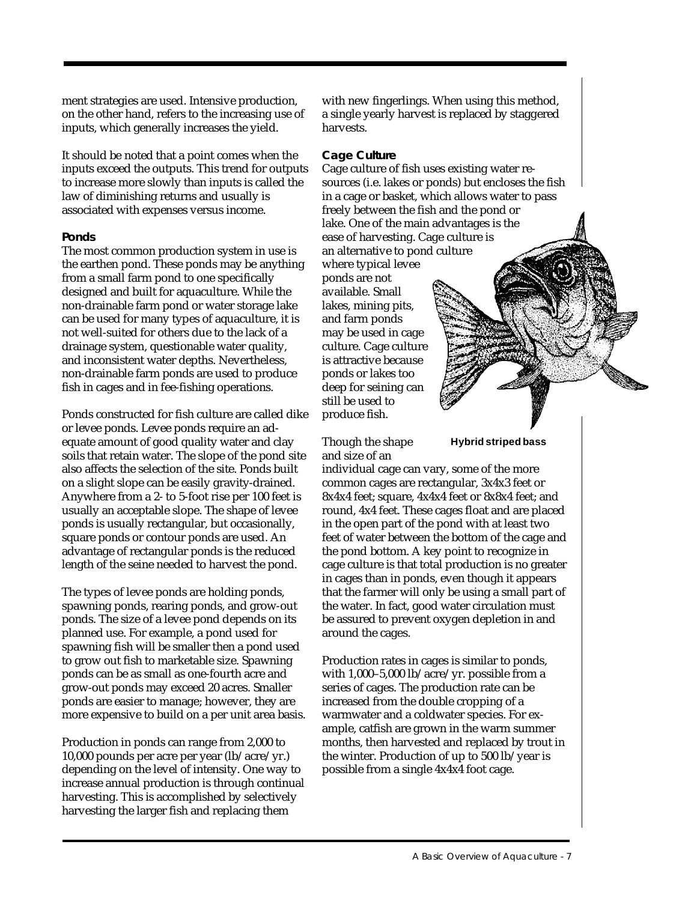ment strategies are used. Intensive production, on the other hand, refers to the increasing use of inputs, which generally increases the yield.

It should be noted that a point comes when the inputs exceed the outputs. This trend for outputs to increase more slowly than inputs is called the law of diminishing returns and usually is associated with expenses versus income.

### Ponds

The most common production system in use is the earthen pond. These ponds may be anything from a small farm pond to one specifically designed and built for aquaculture. While the non-drainable farm pond or water storage lake can be used for many types of aquaculture, it is not well-suited for others due to the lack of a drainage system, questionable water quality, and inconsistent water depths. Nevertheless, non-drainable farm ponds are used to produce fish in cages and in fee-fishing operations.

Ponds constructed for fish culture are called dike or levee ponds. Levee ponds require an adequate amount of good quality water and clay soils that retain water. The slope of the pond site also affects the selection of the site. Ponds built on a slight slope can be easily gravity-drained. Anywhere from a 2- to 5-foot rise per 100 feet is usually an acceptable slope. The shape of levee ponds is usually rectangular, but occasionally, square ponds or contour ponds are used. An advantage of rectangular ponds is the reduced length of the seine needed to harvest the pond.

The types of levee ponds are holding ponds, spawning ponds, rearing ponds, and grow-out ponds. The size of a levee pond depends on its planned use. For example, a pond used for spawning fish will be smaller then a pond used to grow out fish to marketable size. Spawning ponds can be as small as one-fourth acre and grow-out ponds may exceed 20 acres. Smaller ponds are easier to manage; however, they are more expensive to build on a per unit area basis.

Production in ponds can range from 2,000 to 10,000 pounds per acre per year (lb/acre/yr.) depending on the level of intensity. One way to increase annual production is through continual harvesting. This is accomplished by selectively harvesting the larger fish and replacing them with new fingerlings. When using this method, a single yearly harvest is replaced by staggered harvests.

### Cage Culture

Cage culture of fish uses existing water resources (i.e. lakes or ponds) but encloses the fish in a cage or basket, which allows water to pass freely between the fish and the pond or lake. One of the main advantages is the ease of harvesting. Cage culture is an alternative to pond culture where typical levee ponds are not available. Small lakes, mining pits, and farm ponds may be used in cage culture. Cage culture is attractive because ponds or lakes too deep for seining can still be used to produce fish.

Hybrid striped bass

Though the shape and size of an individual cage can vary, some of the more common cages are rectangular, 3x4x3 feet or 8x4x4 feet; square, 4x4x4 feet or 8x8x4 feet; and round, 4x4 feet. These cages float and are placed in the open part of the pond with at least two feet of water between the bottom of the cage and the pond bottom. A key point to recognize in cage culture is that total production is no greater in cages than in ponds, even though it appears that the farmer will only be using a small part of the water. In fact, good water circulation must be assured to prevent oxygen depletion in and around the cages.

Production rates in cages is similar to ponds, with 1,000–5,000 lb/acre/yr. possible from a series of cages. The production rate can be increased from the double cropping of a warmwater and a coldwater species. For example, catfish are grown in the warm summer months, then harvested and replaced by trout in the winter. Production of up to 500 lb/year is possible from a single 4x4x4 foot cage.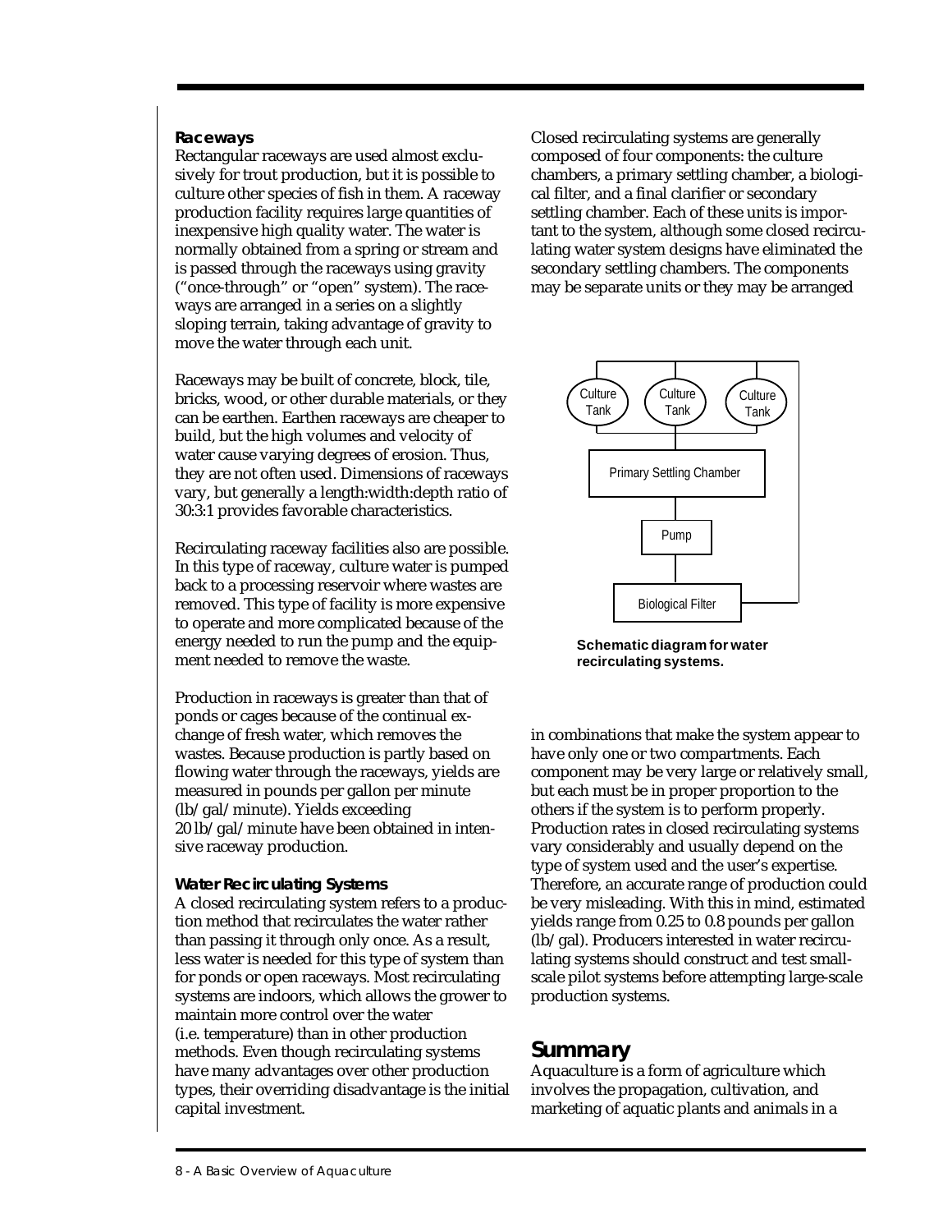### Raceways

Rectangular raceways are used almost exclusively for trout production, but it is possible to culture other species of fish in them. A raceway production facility requires large quantities of inexpensive high quality water. The water is normally obtained from a spring or stream and is passed through the raceways using gravity ("once-through" or "open" system). The raceways are arranged in a series on a slightly sloping terrain, taking advantage of gravity to move the water through each unit.

Raceways may be built of concrete, block, tile, bricks, wood, or other durable materials, or they can be earthen. Earthen raceways are cheaper to build, but the high volumes and velocity of water cause varying degrees of erosion. Thus, they are not often used. Dimensions of raceways vary, but generally a length:width:depth ratio of 30:3:1 provides favorable characteristics.

Recirculating raceway facilities also are possible. In this type of raceway, culture water is pumped back to a processing reservoir where wastes are removed. This type of facility is more expensive to operate and more complicated because of the energy needed to run the pump and the equipment needed to remove the waste.

Production in raceways is greater than that of ponds or cages because of the continual exchange of fresh water, which removes the wastes. Because production is partly based on flowing water through the raceways, yields are measured in pounds per gallon per minute (lb/gal/minute). Yields exceeding 20 lb/gal/minute have been obtained in intensive raceway production.

### Water Recirculating Systems

A closed recirculating system refers to a production method that recirculates the water rather than passing it through only once. As a result, less water is needed for this type of system than for ponds or open raceways. Most recirculating systems are indoors, which allows the grower to maintain more control over the water (i.e. temperature) than in other production methods. Even though recirculating systems have many advantages over other production types, their overriding disadvantage is the initial capital investment.

Closed recirculating systems are generally composed of four components: the culture chambers, a primary settling chamber, a biological filter, and a final clarifier or secondary settling chamber. Each of these units is important to the system, although some closed recirculating water system designs have eliminated the secondary settling chambers. The components may be separate units or they may be arranged in combinations that make the system appear to have only one or two compartments. Each component may be very large or relatively small, but each must be in proper proportion to the others if the system is to perform properly. Production rates in closed recirculating systems vary considerably and usually depend on the type of system used and the user's expertise. Therefore, an accurate range of production could be very misleading. With this in mind, estimated yields range from 0.25 to 0.8 pounds per gallon (lb/gal). Producers interested in water recirculating systems should construct and test small-scale pilot systems before attempting large-scale production systems.

Culture Tank — Culture Tank — Culture Tank → Primary Settling Chamber → Pump → Biological Filter

**Schematic diagram for water recirculating systems.**

## Summary

Aquaculture is a form of agriculture which involves the propagation, cultivation, and marketing of aquatic plants and animals in a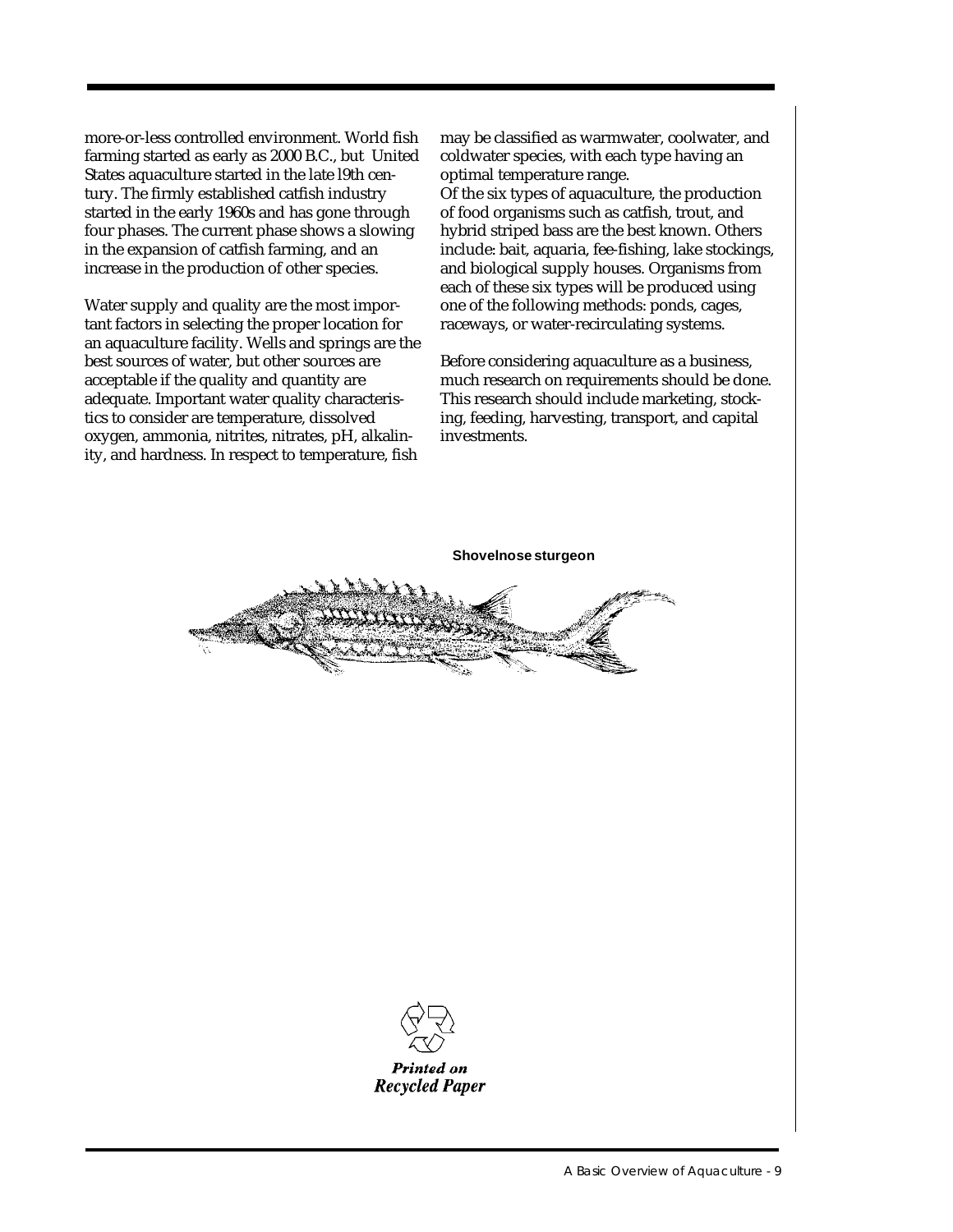more-or-less controlled environment. World fish farming started as early as 2000 B.C., but United States aquaculture started in the late l9th century. The firmly established catfish industry started in the early 1960s and has gone through four phases. The current phase shows a slowing in the expansion of catfish farming, and an increase in the production of other species.

Water supply and quality are the most important factors in selecting the proper location for an aquaculture facility. Wells and springs are the best sources of water, but other sources are acceptable if the quality and quantity are adequate. Important water quality characteristics to consider are temperature, dissolved oxygen, ammonia, nitrites, nitrates, pH, alkalinity, and hardness. In respect to temperature, fish may be classified as warmwater, coolwater, and coldwater species, with each type having an optimal temperature range.

Of the six types of aquaculture, the production of food organisms such as catfish, trout, and hybrid striped bass are the best known. Others include: bait, aquaria, fee-fishing, lake stockings, and biological supply houses. Organisms from each of these six types will be produced using one of the following methods: ponds, cages, raceways, or water-recirculating systems.

Before considering aquaculture as a business, much research on requirements should be done. This research should include marketing, stocking, feeding, harvesting, transport, and capital investments.

**Shovelnose sturgeon**

*Printed on Recycled Paper*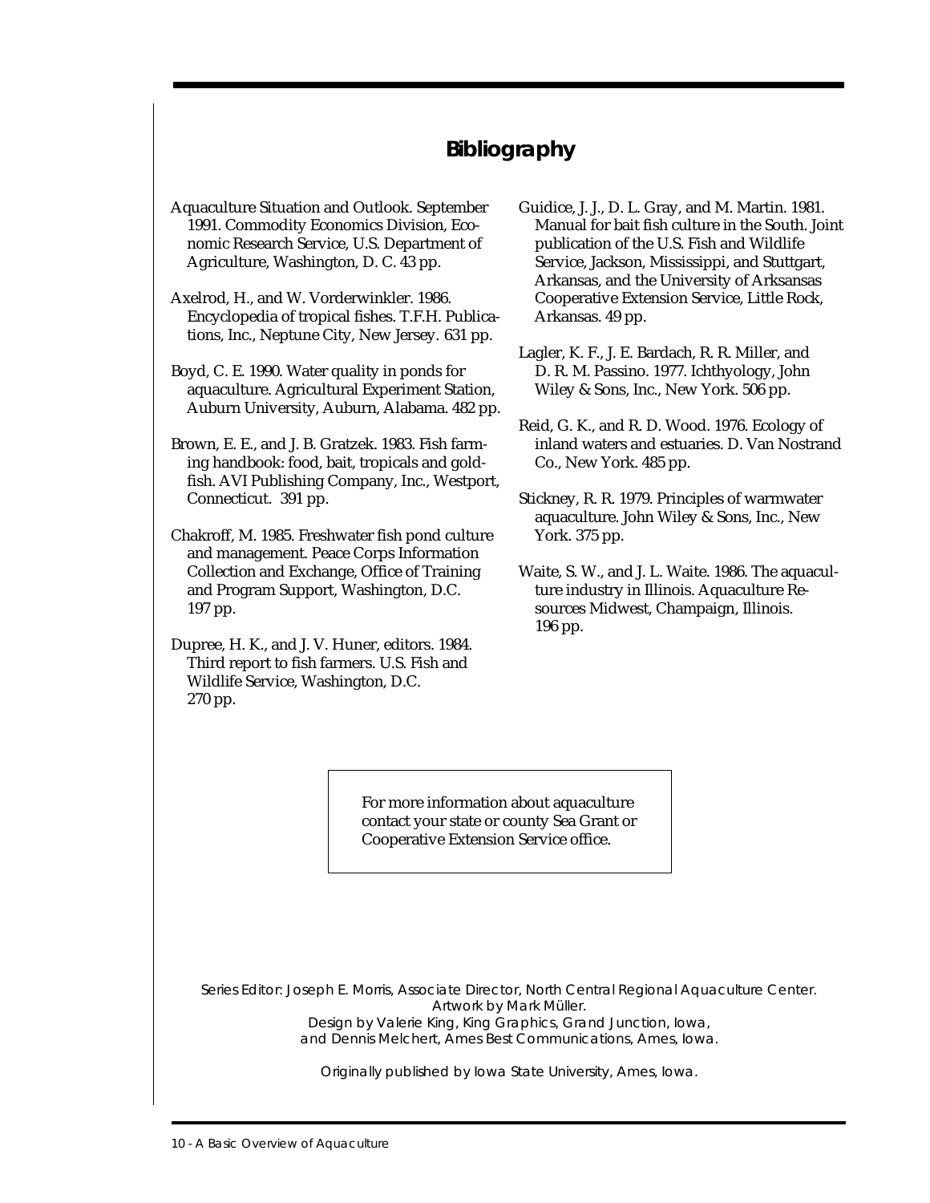## Bibliography

Aquaculture Situation and Outlook. September 1991. Commodity Economics Division, Economic Research Service, U.S. Department of Agriculture, Washington, D. C. 43 pp.

Axelrod, H., and W. Vorderwinkler. 1986. Encyclopedia of tropical fishes. T.F.H. Publications, Inc., Neptune City, New Jersey. 631 pp.

Boyd, C. E. 1990. Water quality in ponds for aquaculture. Agricultural Experiment Station, Auburn University, Auburn, Alabama. 482 pp.

Brown, E. E., and J. B. Gratzek. 1983. Fish farming handbook: food, bait, tropicals and goldfish. AVI Publishing Company, Inc., Westport, Connecticut. 391 pp.

Chakroff, M. 1985. Freshwater fish pond culture and management. Peace Corps Information Collection and Exchange, Office of Training and Program Support, Washington, D.C. 197 pp.

Dupree, H. K., and J. V. Huner, editors. 1984. Third report to fish farmers. U.S. Fish and Wildlife Service, Washington, D.C. 270 pp.

Guidice, J. J., D. L. Gray, and M. Martin. 1981. Manual for bait fish culture in the South. Joint publication of the U.S. Fish and Wildlife Service, Jackson, Mississippi, and Stuttgart, Arkansas, and the University of Arksansas Cooperative Extension Service, Little Rock, Arkansas. 49 pp.

Lagler, K. F., J. E. Bardach, R. R. Miller, and D. R. M. Passino. 1977. Ichthyology, John Wiley & Sons, Inc., New York. 506 pp.

Reid, G. K., and R. D. Wood. 1976. Ecology of inland waters and estuaries. D. Van Nostrand Co., New York. 485 pp.

Stickney, R. R. 1979. Principles of warmwater aquaculture. John Wiley & Sons, Inc., New York. 375 pp.

Waite, S. W., and J. L. Waite. 1986. The aquaculture industry in Illinois. Aquaculture Resources Midwest, Champaign, Illinois. 196 pp.

For more information about aquaculture contact your state or county Sea Grant or Cooperative Extension Service office.

*Series Editor: Joseph E. Morris, Associate Director, North Central Regional Aquaculture Center.*
*Artwork by Mark Müller.*
*Design by Valerie King, King Graphics, Grand Junction, Iowa, and Dennis Melchert, Ames Best Communications, Ames, Iowa.*

*Originally published by Iowa State University, Ames, Iowa.*